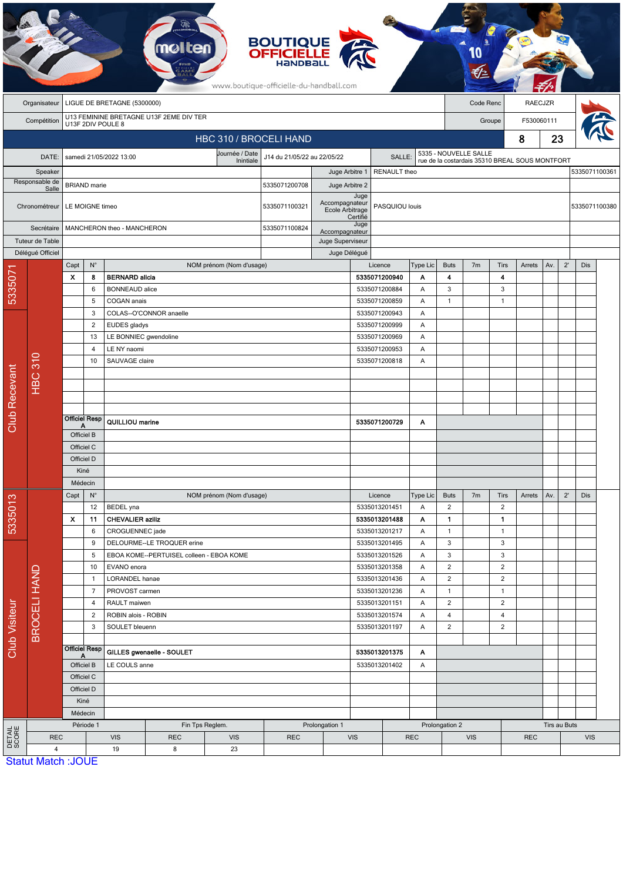BOUTIQUE OFFICIELLE HANDBALL

www.boutique-officielle-du-handball.com

| | | | |
|---|---|---|---|
| Organisateur | LIGUE DE BRETAGNE (5300000) | Code Renc | RAECJZR |
| Compétition | U13 FEMININE BRETAGNE U13F 2EME DIV TER U13F 2DIV POULE 8 | Groupe | F530060111 |

## HBC 310 / BROCELI HAND — 8 — 23

| | | | | | |
|---|---|---|---|---|---|
| DATE: | samedi 21/05/2022 13:00 | Journée / Date Initiale | J14 du 21/05/22 au 22/05/22 | SALLE: | 5335 - NOUVELLE SALLE rue de la costardais 35310 BREAL SOUS MONTFORT |

| | | | | | |
|---|---|---|---|---|---|
| Speaker | | | Juge Arbitre 1 | RENAULT theo | 5335071100361 |
| Responsable de Salle | BRIAND marie | 5335071200708 | Juge Arbitre 2 | | |
| Chronométreur | LE MOIGNE timeo | 5335071100321 | Juge Accompagnateur Ecole Arbitrage Certifié | PASQUIOU louis | 5335071100380 |
| Secrétaire | MANCHERON theo - MANCHERON | 5335071100824 | Juge Accompagnateur | | |
| Tuteur de Table | | | Juge Superviseur | | |
| Délégué Officiel | | | Juge Délégué | | |

### Club Recevant — 5335071 — HBC 310

| Capt | N° | NOM prénom (Nom d'usage) | Licence | Type Lic | Buts | 7m | Tirs | Arrets | Av. | 2' | Dis |
|---|---|---|---|---|---|---|---|---|---|---|---|
| X | 8 | **BERNARD alicia** | **5335071200940** | **A** | **4** | | **4** | | | | |
| | 6 | BONNEAUD alice | 5335071200884 | A | 3 | | 3 | | | | |
| | 5 | COGAN anais | 5335071200859 | A | 1 | | 1 | | | | |
| | 3 | COLAS--O'CONNOR anaelle | 5335071200943 | A | | | | | | | |
| | 2 | EUDES gladys | 5335071200999 | A | | | | | | | |
| | 13 | LE BONNIEC gwendoline | 5335071200969 | A | | | | | | | |
| | 4 | LE NY naomi | 5335071200953 | A | | | | | | | |
| | 10 | SAUVAGE claire | 5335071200818 | A | | | | | | | |
| Officiel Resp A | | **QUILLIOU marine** | **5335071200729** | **A** | | | | | | | |
| Officiel B | | | | | | | | | | | |
| Officiel C | | | | | | | | | | | |
| Officiel D | | | | | | | | | | | |
| Kiné | | | | | | | | | | | |
| Médecin | | | | | | | | | | | |

### Club Visiteur — 5335013 — BROCELI HAND

| Capt | N° | NOM prénom (Nom d'usage) | Licence | Type Lic | Buts | 7m | Tirs | Arrets | Av. | 2' | Dis |
|---|---|---|---|---|---|---|---|---|---|---|---|
| | 12 | BEDEL yna | 5335013201451 | A | 2 | | 2 | | | | |
| X | 11 | **CHEVALIER aziliz** | **5335013201488** | **A** | **1** | | **1** | | | | |
| | 6 | CROGUENNEC jade | 5335013201217 | A | 1 | | 1 | | | | |
| | 9 | DELOURME--LE TROQUER erine | 5335013201495 | A | 3 | | 3 | | | | |
| | 5 | EBOA KOME--PERTUISEL colleen - EBOA KOME | 5335013201526 | A | 3 | | 3 | | | | |
| | 10 | EVANO enora | 5335013201358 | A | 2 | | 2 | | | | |
| | 1 | LORANDEL hanae | 5335013201436 | A | 2 | | 2 | | | | |
| | 7 | PROVOST carmen | 5335013201236 | A | 1 | | 1 | | | | |
| | 4 | RAULT maiwen | 5335013201151 | A | 2 | | 2 | | | | |
| | 2 | ROBIN alois - ROBIN | 5335013201574 | A | 4 | | 4 | | | | |
| | 3 | SOULET bleuenn | 5335013201197 | A | 2 | | 2 | | | | |
| Officiel Resp A | | **GILLES gwenaelle - SOULET** | **5335013201375** | **A** | | | | | | | |
| Officiel B | | LE COULS anne | 5335013201402 | A | | | | | | | |
| Officiel C | | | | | | | | | | | |
| Officiel D | | | | | | | | | | | |
| Kiné | | | | | | | | | | | |
| Médecin | | | | | | | | | | | |

### DETAIL SCORE

| Période 1 | | Fin Tps Reglem. | | Prolongation 1 | | Prolongation 2 | | Tirs au Buts | |
|---|---|---|---|---|---|---|---|---|---|
| REC | VIS | REC | VIS | REC | VIS | REC | VIS | REC | VIS |
| 4 | 19 | 8 | 23 | | | | | | |

Statut Match :JOUE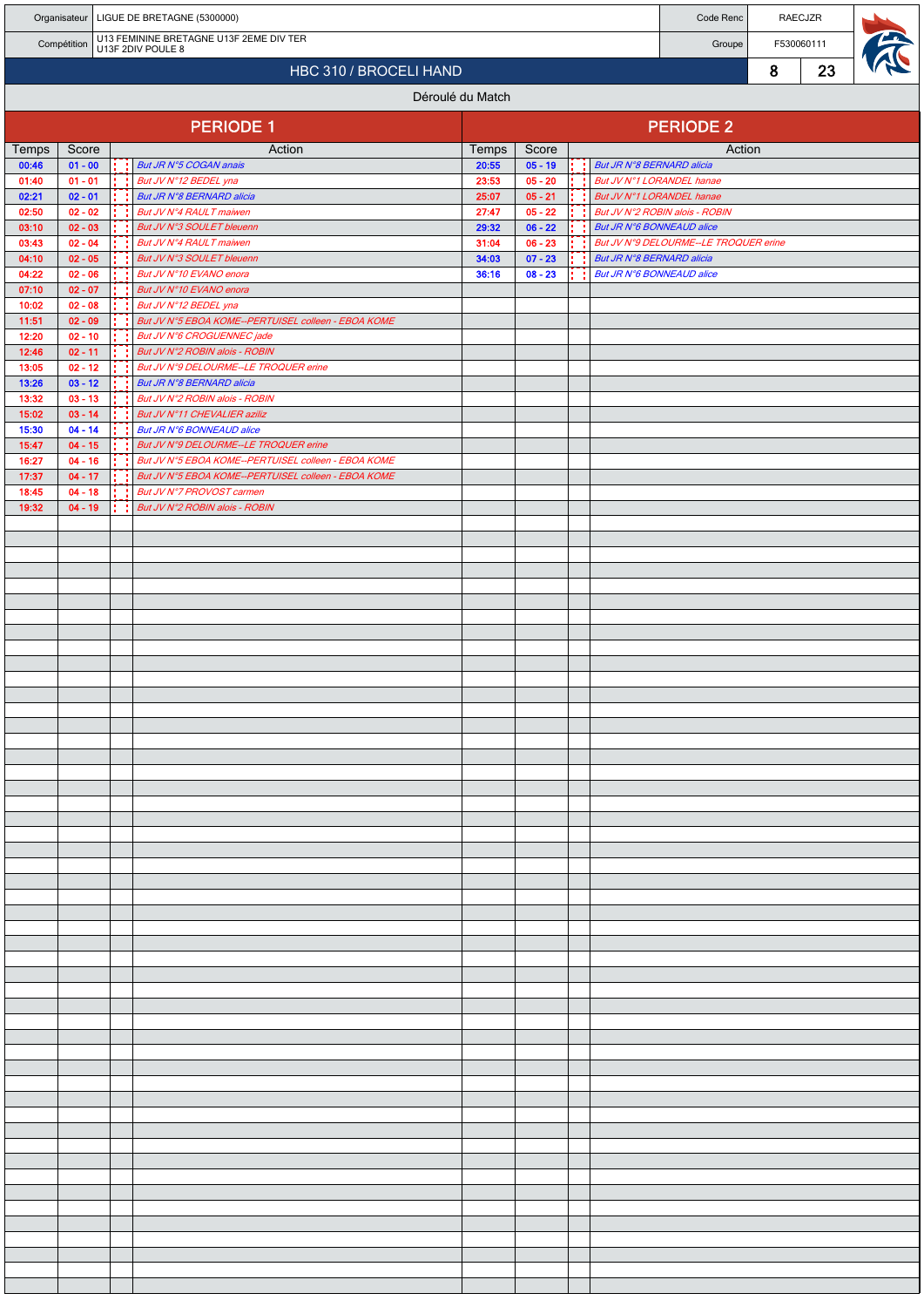| Organisateur | LIGUE DE BRETAGNE (5300000) | Code Renc | RAECJZR |
|---|---|---|---|
| Compétition | U13 FEMININE BRETAGNE U13F 2EME DIV TER U13F 2DIV POULE 8 | Groupe | F530060111 |

## HBC 310 / BROCELI HAND — 8 — 23

### Déroulé du Match

| PERIODE 1 | | | PERIODE 2 | | |
|---|---|---|---|---|---|
| Temps | Score | Action | Temps | Score | Action |
| 00:46 | 01 - 00 | But JR N°5 COGAN anais | 20:55 | 05 - 19 | But JR N°8 BERNARD alicia |
| 01:40 | 01 - 01 | But JV N°12 BEDEL yna | 23:53 | 05 - 20 | But JV N°1 LORANDEL hanae |
| 02:21 | 02 - 01 | But JR N°8 BERNARD alicia | 25:07 | 05 - 21 | But JV N°1 LORANDEL hanae |
| 02:50 | 02 - 02 | But JV N°4 RAULT maiwen | 27:47 | 05 - 22 | But JV N°2 ROBIN alois - ROBIN |
| 03:10 | 02 - 03 | But JV N°3 SOULET bleuenn | 29:32 | 06 - 22 | But JR N°6 BONNEAUD alice |
| 03:43 | 02 - 04 | But JV N°4 RAULT maiwen | 31:04 | 06 - 23 | But JV N°9 DELOURME--LE TROQUER erine |
| 04:10 | 02 - 05 | But JV N°3 SOULET bleuenn | 34:03 | 07 - 23 | But JR N°8 BERNARD alicia |
| 04:22 | 02 - 06 | But JV N°10 EVANO enora | 36:16 | 08 - 23 | But JR N°6 BONNEAUD alice |
| 07:10 | 02 - 07 | But JV N°10 EVANO enora | | | |
| 10:02 | 02 - 08 | But JV N°12 BEDEL yna | | | |
| 11:51 | 02 - 09 | But JV N°5 EBOA KOME--PERTUISEL colleen - EBOA KOME | | | |
| 12:20 | 02 - 10 | But JV N°6 CROGUENNEC jade | | | |
| 12:46 | 02 - 11 | But JV N°2 ROBIN alois - ROBIN | | | |
| 13:05 | 02 - 12 | But JV N°9 DELOURME--LE TROQUER erine | | | |
| 13:26 | 03 - 12 | But JR N°8 BERNARD alicia | | | |
| 13:32 | 03 - 13 | But JV N°2 ROBIN alois - ROBIN | | | |
| 15:02 | 03 - 14 | But JV N°11 CHEVALIER aziliz | | | |
| 15:30 | 04 - 14 | But JR N°6 BONNEAUD alice | | | |
| 15:47 | 04 - 15 | But JV N°9 DELOURME--LE TROQUER erine | | | |
| 16:27 | 04 - 16 | But JV N°5 EBOA KOME--PERTUISEL colleen - EBOA KOME | | | |
| 17:37 | 04 - 17 | But JV N°5 EBOA KOME--PERTUISEL colleen - EBOA KOME | | | |
| 18:45 | 04 - 18 | But JV N°7 PROVOST carmen | | | |
| 19:32 | 04 - 19 | But JV N°2 ROBIN alois - ROBIN | | | |